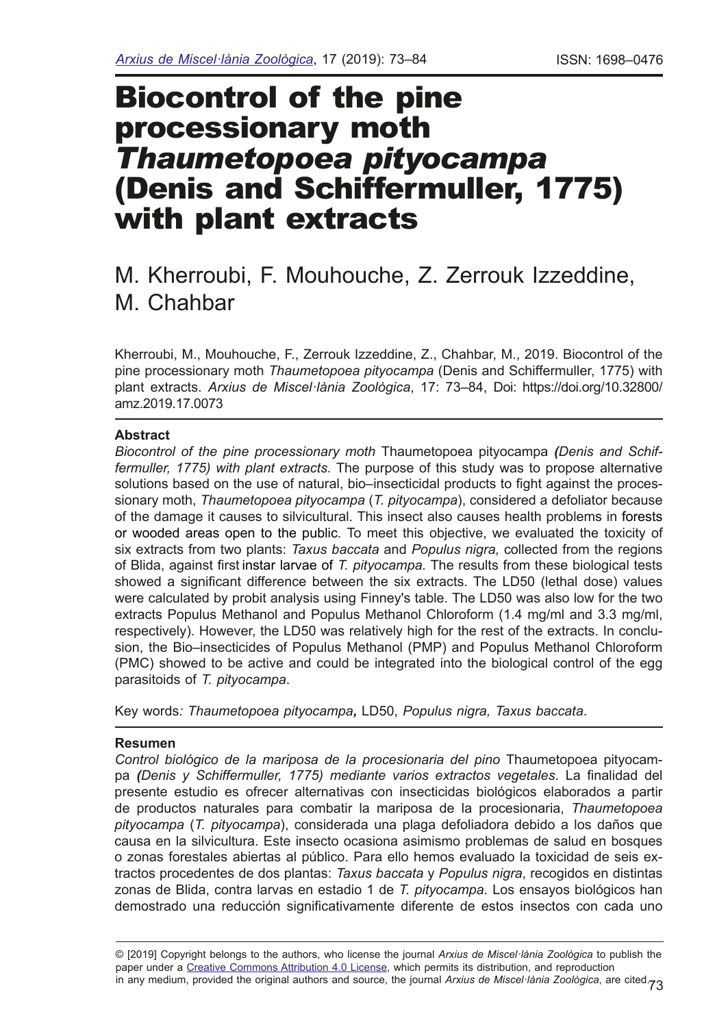# Biocontrol of the pine processionary moth *Thaumetopoea pityocampa* (Denis and Schiffermuller, 1775) with plant extracts

M. Kherroubi, F. Mouhouche, Z. Zerrouk Izzeddine, M. Chahbar

Kherroubi, M., Mouhouche, F., Zerrouk Izzeddine, Z., Chahbar, M., 2019. Biocontrol of the pine processionary moth *Thaumetopoea pityocampa* (Denis and Schiffermuller, 1775) with plant extracts. *Arxius de Miscel·lània Zoològica*, 17: 73–84, Doi: https://doi.org/10.32800/amz.2019.17.0073

## Abstract

*Biocontrol of the pine processionary moth* Thaumetopoea pityocampa ***(****Denis and Schiffermuller, 1775) with plant extracts*. The purpose of this study was to propose alternative solutions based on the use of natural, bio–insecticidal products to fight against the processionary moth, *Thaumetopoea pityocampa* (*T. pityocampa*), considered a defoliator because of the damage it causes to silvicultural. This insect also causes health problems in forests or wooded areas open to the public. To meet this objective, we evaluated the toxicity of six extracts from two plants: *Taxus baccata* and *Populus nigra,* collected from the regions of Blida, against first instar larvae of *T. pityocampa.* The results from these biological tests showed a significant difference between the six extracts. The LD50 (lethal dose) values were calculated by probit analysis using Finney's table. The LD50 was also low for the two extracts Populus Methanol and Populus Methanol Chloroform (1.4 mg/ml and 3.3 mg/ml, respectively). However, the LD50 was relatively high for the rest of the extracts. In conclusion, the Bio–insecticides of Populus Methanol (PMP) and Populus Methanol Chloroform (PMC) showed to be active and could be integrated into the biological control of the egg parasitoids of *T. pityocampa*.

Key words*: Thaumetopoea pityocampa*, LD50, *Populus nigra, Taxus baccata*.

## Resumen

*Control biológico de la mariposa de la procesionaria del pino* Thaumetopoea pityocampa ***(****Denis y Schiffermuller, 1775) mediante varios extractos vegetales*. La finalidad del presente estudio es ofrecer alternativas con insecticidas biológicos elaborados a partir de productos naturales para combatir la mariposa de la procesionaria, *Thaumetopoea pityocampa* (*T. pityocampa*), considerada una plaga defoliadora debido a los daños que causa en la silvicultura. Este insecto ocasiona asimismo problemas de salud en bosques o zonas forestales abiertas al público. Para ello hemos evaluado la toxicidad de seis extractos procedentes de dos plantas: *Taxus baccata* y *Populus nigra*, recogidos en distintas zonas de Blida, contra larvas en estadio 1 de *T. pityocampa.* Los ensayos biológicos han demostrado una reducción significativamente diferente de estos insectos con cada uno

© [2019] Copyright belongs to the authors, who license the journal *Arxius de Miscel·lània Zoològica* to publish the paper under a Creative Commons Attribution 4.0 License, which permits its distribution, and reproduction in any medium, provided the original authors and source, the journal *Arxius de Miscel·lània Zoològica*, are cited.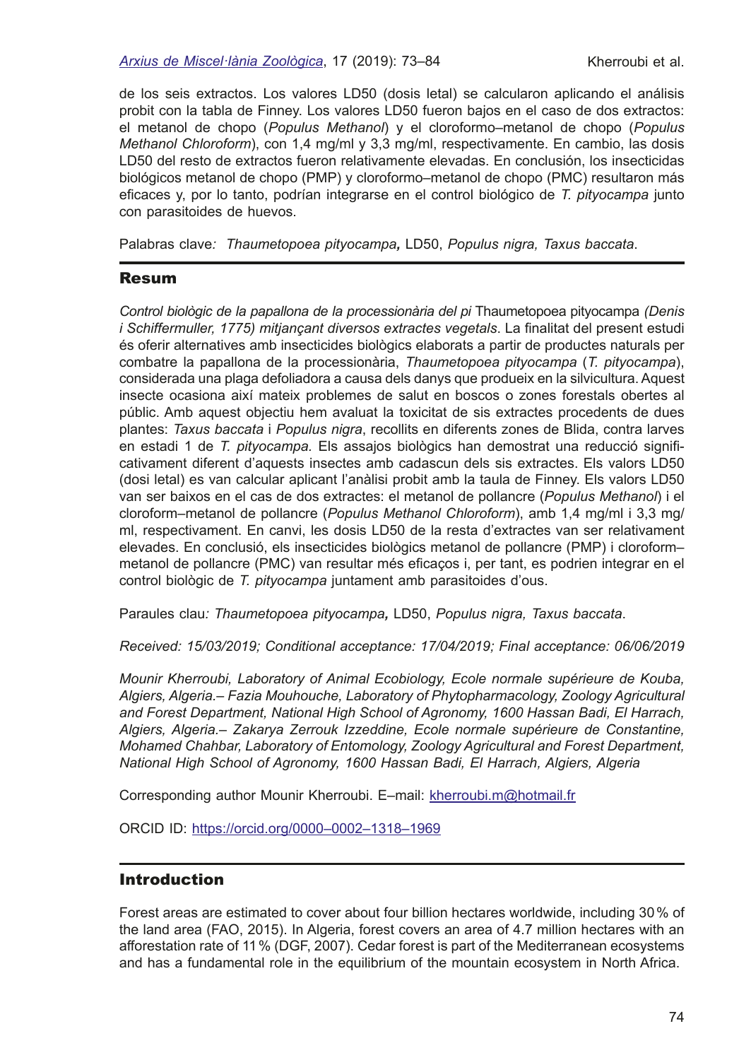de los seis extractos. Los valores LD50 (dosis letal) se calcularon aplicando el análisis probit con la tabla de Finney. Los valores LD50 fueron bajos en el caso de dos extractos: el metanol de chopo (*Populus Methanol*) y el cloroformo–metanol de chopo (*Populus Methanol Chloroform*), con 1,4 mg/ml y 3,3 mg/ml, respectivamente. En cambio, las dosis LD50 del resto de extractos fueron relativamente elevadas. En conclusión, los insecticidas biológicos metanol de chopo (PMP) y cloroformo–metanol de chopo (PMC) resultaron más eficaces y, por lo tanto, podrían integrarse en el control biológico de *T. pityocampa* junto con parasitoides de huevos.

Palabras clave: *Thaumetopoea pityocampa*, LD50, *Populus nigra, Taxus baccata*.

## Resum

*Control biològic de la papallona de la processionària del pi* Thaumetopoea pityocampa *(Denis i Schiffermuller, 1775) mitjançant diversos extractes vegetals*. La finalitat del present estudi és oferir alternatives amb insecticides biològics elaborats a partir de productes naturals per combatre la papallona de la processionària, *Thaumetopoea pityocampa* (*T. pityocampa*), considerada una plaga defoliadora a causa dels danys que produeix en la silvicultura. Aquest insecte ocasiona així mateix problemes de salut en boscos o zones forestals obertes al públic. Amb aquest objectiu hem avaluat la toxicitat de sis extractes procedents de dues plantes: *Taxus baccata* i *Populus nigra*, recollits en diferents zones de Blida, contra larves en estadi 1 de *T. pityocampa*. Els assajos biològics han demostrat una reducció significativament diferent d'aquests insectes amb cadascun dels sis extractes. Els valors LD50 (dosi letal) es van calcular aplicant l'anàlisi probit amb la taula de Finney. Els valors LD50 van ser baixos en el cas de dos extractes: el metanol de pollancre (*Populus Methanol*) i el cloroform–metanol de pollancre (*Populus Methanol Chloroform*), amb 1,4 mg/ml i 3,3 mg/ml, respectivament. En canvi, les dosis LD50 de la resta d'extractes van ser relativament elevades. En conclusió, els insecticides biològics metanol de pollancre (PMP) i cloroform–metanol de pollancre (PMC) van resultar més eficaços i, per tant, es podrien integrar en el control biològic de *T. pityocampa* juntament amb parasitoides d'ous.

Paraules clau: *Thaumetopoea pityocampa*, LD50, *Populus nigra, Taxus baccata*.

*Received: 15/03/2019; Conditional acceptance: 17/04/2019; Final acceptance: 06/06/2019*

*Mounir Kherroubi, Laboratory of Animal Ecobiology, Ecole normale supérieure de Kouba, Algiers, Algeria.– Fazia Mouhouche, Laboratory of Phytopharmacology, Zoology Agricultural and Forest Department, National High School of Agronomy, 1600 Hassan Badi, El Harrach, Algiers, Algeria.– Zakarya Zerrouk Izzeddine, Ecole normale supérieure de Constantine, Mohamed Chahbar, Laboratory of Entomology, Zoology Agricultural and Forest Department, National High School of Agronomy, 1600 Hassan Badi, El Harrach, Algiers, Algeria*

Corresponding author Mounir Kherroubi. E–mail: kherroubi.m@hotmail.fr

ORCID ID: https://orcid.org/0000–0002–1318–1969

## Introduction

Forest areas are estimated to cover about four billion hectares worldwide, including 30 % of the land area (FAO, 2015). In Algeria, forest covers an area of 4.7 million hectares with an afforestation rate of 11 % (DGF, 2007). Cedar forest is part of the Mediterranean ecosystems and has a fundamental role in the equilibrium of the mountain ecosystem in North Africa.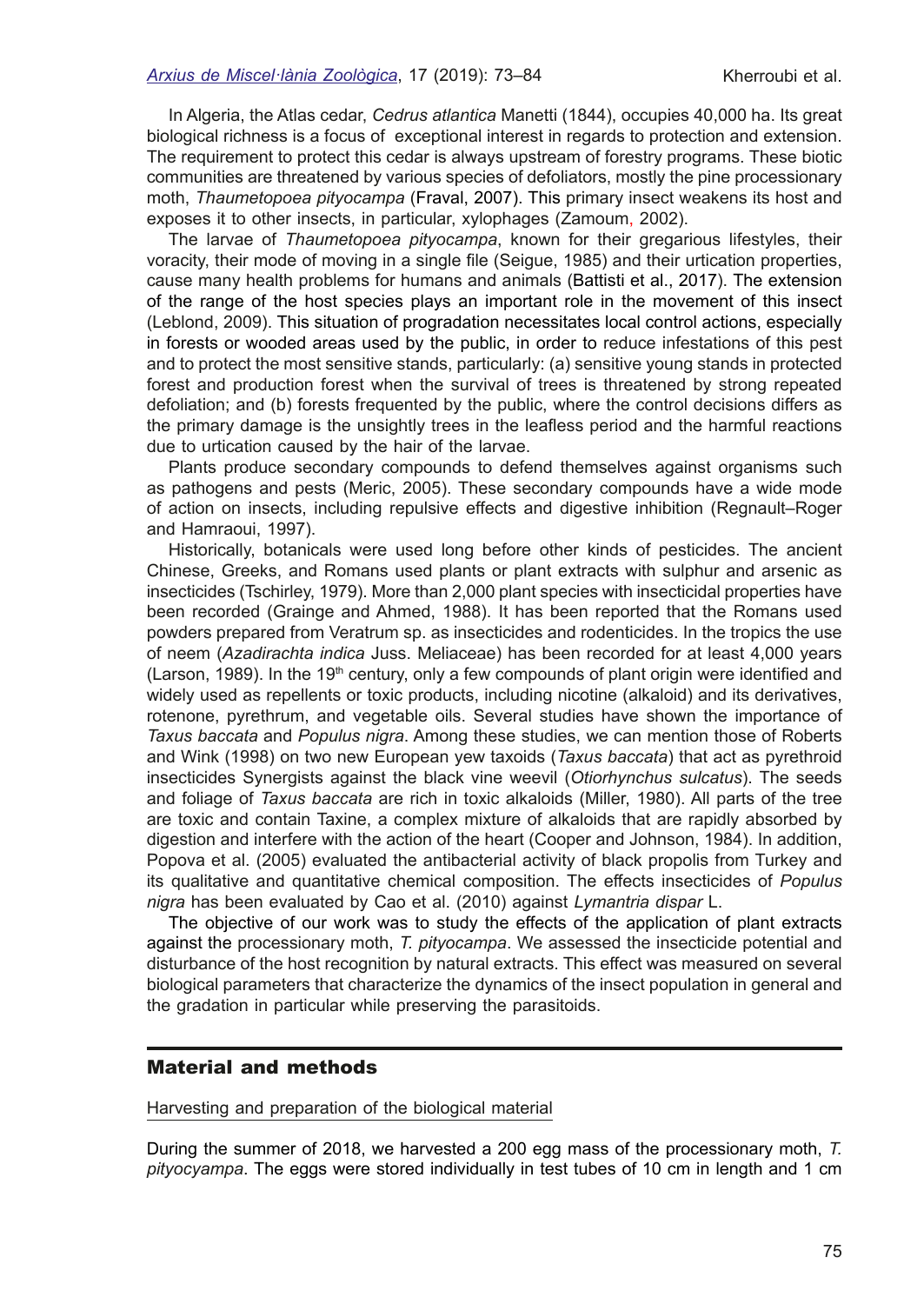In Algeria, the Atlas cedar, *Cedrus atlantica* Manetti (1844), occupies 40,000 ha. Its great biological richness is a focus of exceptional interest in regards to protection and extension. The requirement to protect this cedar is always upstream of forestry programs. These biotic communities are threatened by various species of defoliators, mostly the pine processionary moth, *Thaumetopoea pityocampa* (Fraval, 2007). This primary insect weakens its host and exposes it to other insects, in particular, xylophages (Zamoum, 2002).

The larvae of *Thaumetopoea pityocampa*, known for their gregarious lifestyles, their voracity, their mode of moving in a single file (Seigue, 1985) and their urtication properties, cause many health problems for humans and animals (Battisti et al., 2017). The extension of the range of the host species plays an important role in the movement of this insect (Leblond, 2009). This situation of progradation necessitates local control actions, especially in forests or wooded areas used by the public, in order to reduce infestations of this pest and to protect the most sensitive stands, particularly: (a) sensitive young stands in protected forest and production forest when the survival of trees is threatened by strong repeated defoliation; and (b) forests frequented by the public, where the control decisions differs as the primary damage is the unsightly trees in the leafless period and the harmful reactions due to urtication caused by the hair of the larvae.

Plants produce secondary compounds to defend themselves against organisms such as pathogens and pests (Meric, 2005). These secondary compounds have a wide mode of action on insects, including repulsive effects and digestive inhibition (Regnault–Roger and Hamraoui, 1997).

Historically, botanicals were used long before other kinds of pesticides. The ancient Chinese, Greeks, and Romans used plants or plant extracts with sulphur and arsenic as insecticides (Tschirley, 1979). More than 2,000 plant species with insecticidal properties have been recorded (Grainge and Ahmed, 1988). It has been reported that the Romans used powders prepared from Veratrum sp. as insecticides and rodenticides. In the tropics the use of neem (*Azadirachta indica* Juss. Meliaceae) has been recorded for at least 4,000 years (Larson, 1989). In the 19th century, only a few compounds of plant origin were identified and widely used as repellents or toxic products, including nicotine (alkaloid) and its derivatives, rotenone, pyrethrum, and vegetable oils. Several studies have shown the importance of *Taxus baccata* and *Populus nigra*. Among these studies, we can mention those of Roberts and Wink (1998) on two new European yew taxoids (*Taxus baccata*) that act as pyrethroid insecticides Synergists against the black vine weevil (*Otiorhynchus sulcatus*). The seeds and foliage of *Taxus baccata* are rich in toxic alkaloids (Miller, 1980). All parts of the tree are toxic and contain Taxine, a complex mixture of alkaloids that are rapidly absorbed by digestion and interfere with the action of the heart (Cooper and Johnson, 1984). In addition, Popova et al. (2005) evaluated the antibacterial activity of black propolis from Turkey and its qualitative and quantitative chemical composition. The effects insecticides of *Populus nigra* has been evaluated by Cao et al. (2010) against *Lymantria dispar* L.

The objective of our work was to study the effects of the application of plant extracts against the processionary moth, *T. pityocampa*. We assessed the insecticide potential and disturbance of the host recognition by natural extracts. This effect was measured on several biological parameters that characterize the dynamics of the insect population in general and the gradation in particular while preserving the parasitoids.

## Material and methods

### Harvesting and preparation of the biological material

During the summer of 2018, we harvested a 200 egg mass of the processionary moth, *T. pityocyampa*. The eggs were stored individually in test tubes of 10 cm in length and 1 cm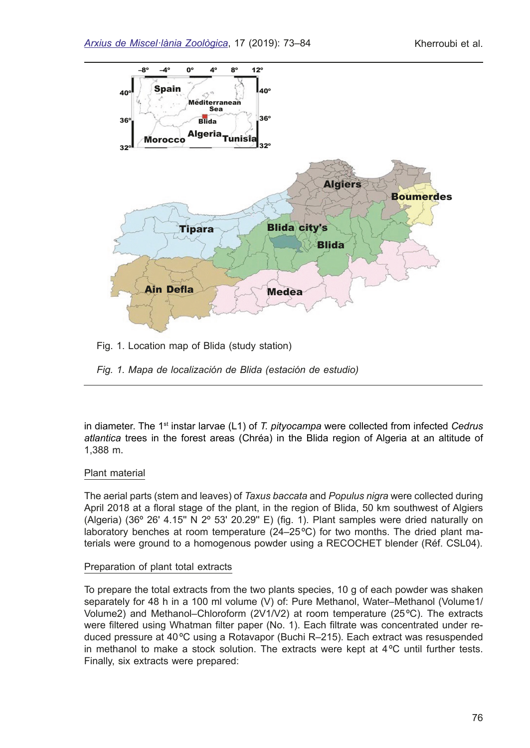Fig. 1. Location map of Blida (study station)

*Fig. 1. Mapa de localización de Blida (estación de estudio)*

in diameter. The 1st instar larvae (L1) of *T. pityocampa* were collected from infected *Cedrus atlantica* trees in the forest areas (Chréa) in the Blida region of Algeria at an altitude of 1,388 m.

## Plant material

The aerial parts (stem and leaves) of *Taxus baccata* and *Populus nigra* were collected during April 2018 at a floral stage of the plant, in the region of Blida, 50 km southwest of Algiers (Algeria) (36º 26' 4.15'' N 2º 53' 20.29'' E) (fig. 1). Plant samples were dried naturally on laboratory benches at room temperature (24–25ºC) for two months. The dried plant materials were ground to a homogenous powder using a RECOCHET blender (Réf. CSL04).

## Preparation of plant total extracts

To prepare the total extracts from the two plants species, 10 g of each powder was shaken separately for 48 h in a 100 ml volume (V) of: Pure Methanol, Water–Methanol (Volume1/Volume2) and Methanol–Chloroform (2V1/V2) at room temperature (25ºC). The extracts were filtered using Whatman filter paper (No. 1). Each filtrate was concentrated under reduced pressure at 40ºC using a Rotavapor (Buchi R–215). Each extract was resuspended in methanol to make a stock solution. The extracts were kept at 4ºC until further tests. Finally, six extracts were prepared: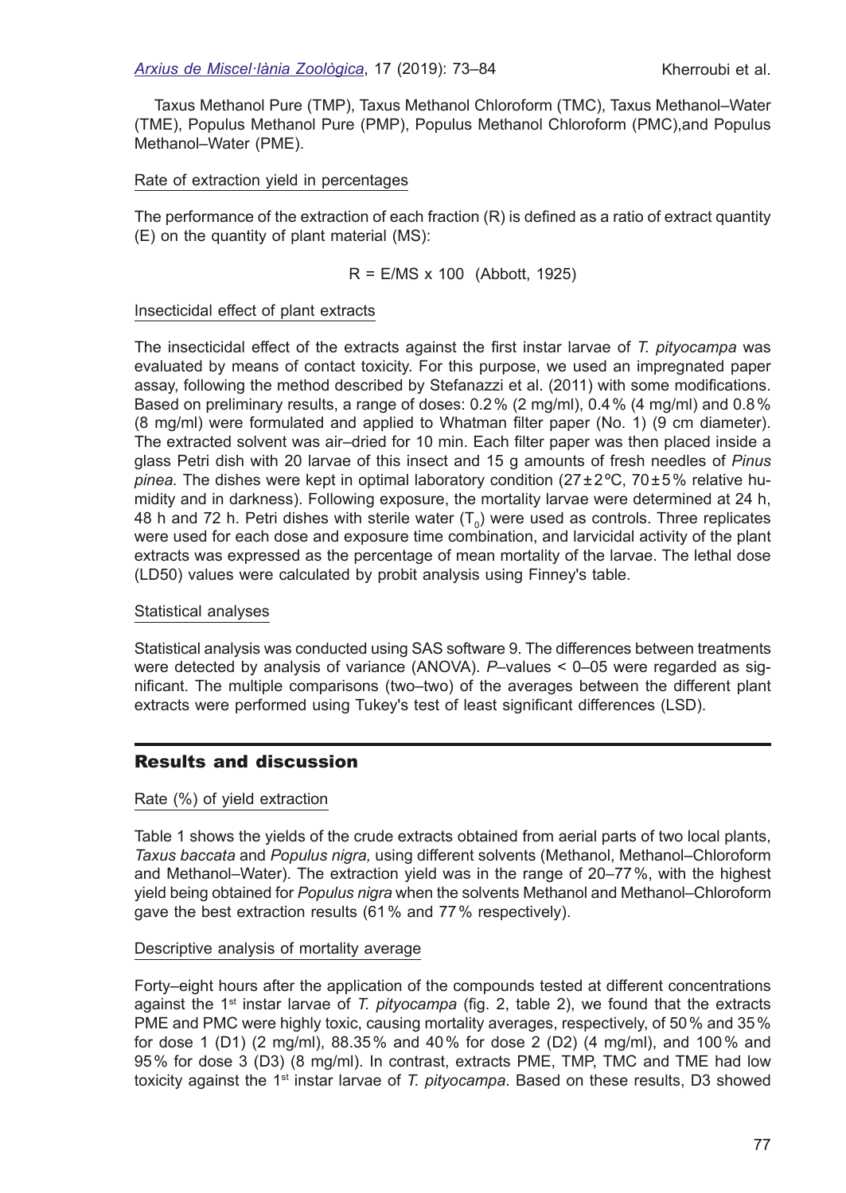Taxus Methanol Pure (TMP), Taxus Methanol Chloroform (TMC), Taxus Methanol–Water (TME), Populus Methanol Pure (PMP), Populus Methanol Chloroform (PMC),and Populus Methanol–Water (PME).

### Rate of extraction yield in percentages

The performance of the extraction of each fraction (R) is defined as a ratio of extract quantity (E) on the quantity of plant material (MS):

$$R = E/MS \times 100 \quad \text{(Abbott, 1925)}$$

### Insecticidal effect of plant extracts

The insecticidal effect of the extracts against the first instar larvae of *T. pityocampa* was evaluated by means of contact toxicity. For this purpose, we used an impregnated paper assay, following the method described by Stefanazzi et al. (2011) with some modifications. Based on preliminary results, a range of doses: 0.2 % (2 mg/ml), 0.4 % (4 mg/ml) and 0.8 % (8 mg/ml) were formulated and applied to Whatman filter paper (No. 1) (9 cm diameter). The extracted solvent was air–dried for 10 min. Each filter paper was then placed inside a glass Petri dish with 20 larvae of this insect and 15 g amounts of fresh needles of *Pinus pinea.* The dishes were kept in optimal laboratory condition (27 ± 2 ºC, 70 ± 5 % relative humidity and in darkness). Following exposure, the mortality larvae were determined at 24 h, 48 h and 72 h. Petri dishes with sterile water ($T_0$) were used as controls. Three replicates were used for each dose and exposure time combination, and larvicidal activity of the plant extracts was expressed as the percentage of mean mortality of the larvae. The lethal dose (LD50) values were calculated by probit analysis using Finney's table.

### Statistical analyses

Statistical analysis was conducted using SAS software 9. The differences between treatments were detected by analysis of variance (ANOVA). *P*–values < 0–05 were regarded as significant. The multiple comparisons (two–two) of the averages between the different plant extracts were performed using Tukey's test of least significant differences (LSD).

## Results and discussion

### Rate (%) of yield extraction

Table 1 shows the yields of the crude extracts obtained from aerial parts of two local plants, *Taxus baccata* and *Populus nigra,* using different solvents (Methanol, Methanol–Chloroform and Methanol–Water). The extraction yield was in the range of 20–77 %, with the highest yield being obtained for *Populus nigra* when the solvents Methanol and Methanol–Chloroform gave the best extraction results (61 % and 77 % respectively).

### Descriptive analysis of mortality average

Forty–eight hours after the application of the compounds tested at different concentrations against the 1st instar larvae of *T. pityocampa* (fig. 2, table 2), we found that the extracts PME and PMC were highly toxic, causing mortality averages, respectively, of 50 % and 35 % for dose 1 (D1) (2 mg/ml), 88.35 % and 40 % for dose 2 (D2) (4 mg/ml), and 100 % and 95 % for dose 3 (D3) (8 mg/ml). In contrast, extracts PME, TMP, TMC and TME had low toxicity against the 1st instar larvae of *T. pityocampa*. Based on these results, D3 showed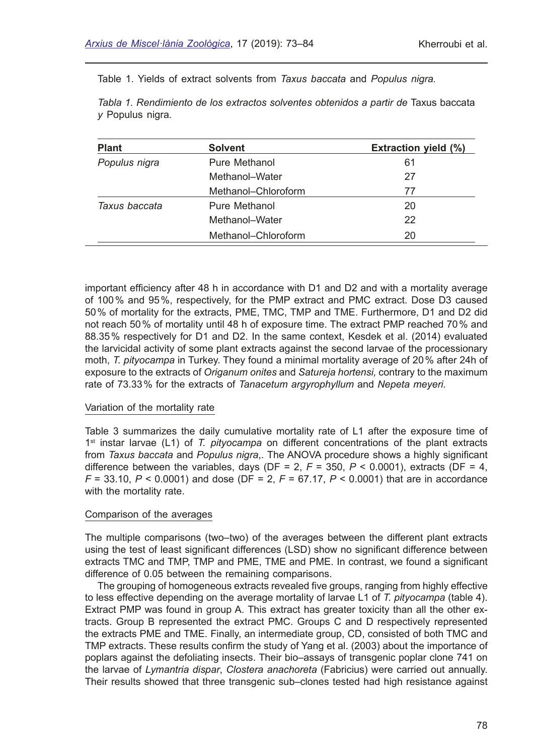Table 1. Yields of extract solvents from *Taxus baccata* and *Populus nigra.*

*Tabla 1. Rendimiento de los extractos solventes obtenidos a partir de* Taxus baccata *y* Populus nigra*.*

| Plant | Solvent | Extraction yield (%) |
|---|---|---|
| *Populus nigra* | Pure Methanol | 61 |
| | Methanol–Water | 27 |
| | Methanol–Chloroform | 77 |
| *Taxus baccata* | Pure Methanol | 20 |
| | Methanol–Water | 22 |
| | Methanol–Chloroform | 20 |

important efficiency after 48 h in accordance with D1 and D2 and with a mortality average of 100 % and 95 %, respectively, for the PMP extract and PMC extract. Dose D3 caused 50 % of mortality for the extracts, PME, TMC, TMP and TME. Furthermore, D1 and D2 did not reach 50 % of mortality until 48 h of exposure time. The extract PMP reached 70 % and 88.35 % respectively for D1 and D2. In the same context, Kesdek et al. (2014) evaluated the larvicidal activity of some plant extracts against the second larvae of the processionary moth, *T. pityocampa* in Turkey. They found a minimal mortality average of 20 % after 24h of exposure to the extracts of *Origanum onites* and *Satureja hortensi,* contrary to the maximum rate of 73.33 % for the extracts of *Tanacetum argyrophyllum* and *Nepeta meyeri.*

### Variation of the mortality rate

Table 3 summarizes the daily cumulative mortality rate of L1 after the exposure time of 1st instar larvae (L1) of *T. pityocampa* on different concentrations of the plant extracts from *Taxus baccata* and *Populus nigra*,. The ANOVA procedure shows a highly significant difference between the variables, days (DF = 2, $F$ = 350, $P$ < 0.0001), extracts (DF = 4, $F$ = 33.10, $P$ < 0.0001) and dose (DF = 2, $F$ = 67.17, $P$ < 0.0001) that are in accordance with the mortality rate.

### Comparison of the averages

The multiple comparisons (two–two) of the averages between the different plant extracts using the test of least significant differences (LSD) show no significant difference between extracts TMC and TMP, TMP and PME, TME and PME. In contrast, we found a significant difference of 0.05 between the remaining comparisons.

The grouping of homogeneous extracts revealed five groups, ranging from highly effective to less effective depending on the average mortality of larvae L1 of *T. pityocampa* (table 4). Extract PMP was found in group A. This extract has greater toxicity than all the other extracts. Group B represented the extract PMC. Groups C and D respectively represented the extracts PME and TME. Finally, an intermediate group, CD, consisted of both TMC and TMP extracts. These results confirm the study of Yang et al. (2003) about the importance of poplars against the defoliating insects. Their bio–assays of transgenic poplar clone 741 on the larvae of *Lymantria dispar*, *Clostera anachoreta* (Fabricius) were carried out annually. Their results showed that three transgenic sub–clones tested had high resistance against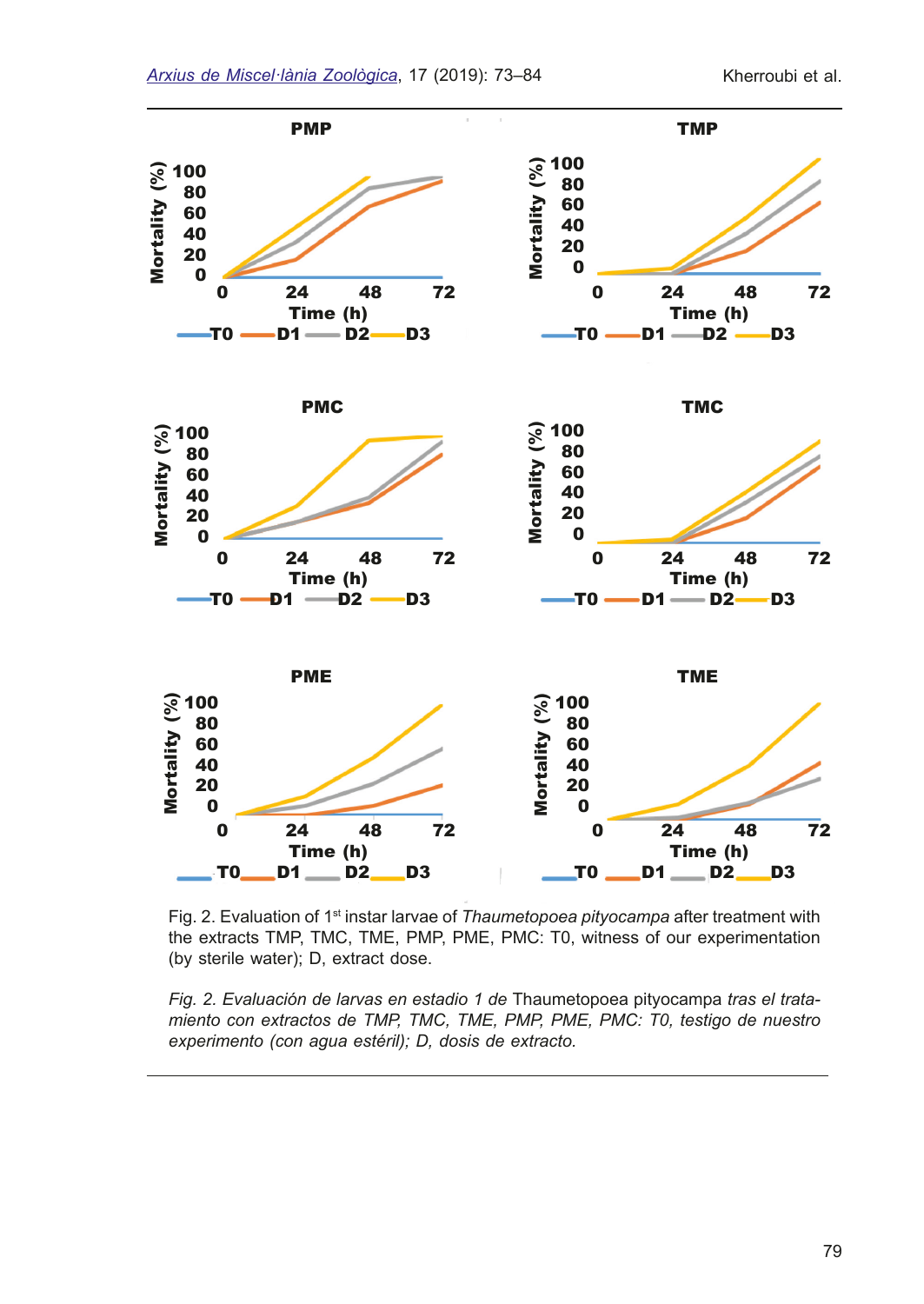Fig. 2. Evaluation of 1st instar larvae of *Thaumetopoea pityocampa* after treatment with the extracts TMP, TMC, TME, PMP, PME, PMC: T0, witness of our experimentation (by sterile water); D, extract dose.

*Fig. 2. Evaluación de larvas en estadio 1 de* Thaumetopoea pityocampa *tras el tratamiento con extractos de TMP, TMC, TME, PMP, PME, PMC: T0, testigo de nuestro experimento (con agua estéril); D, dosis de extracto.*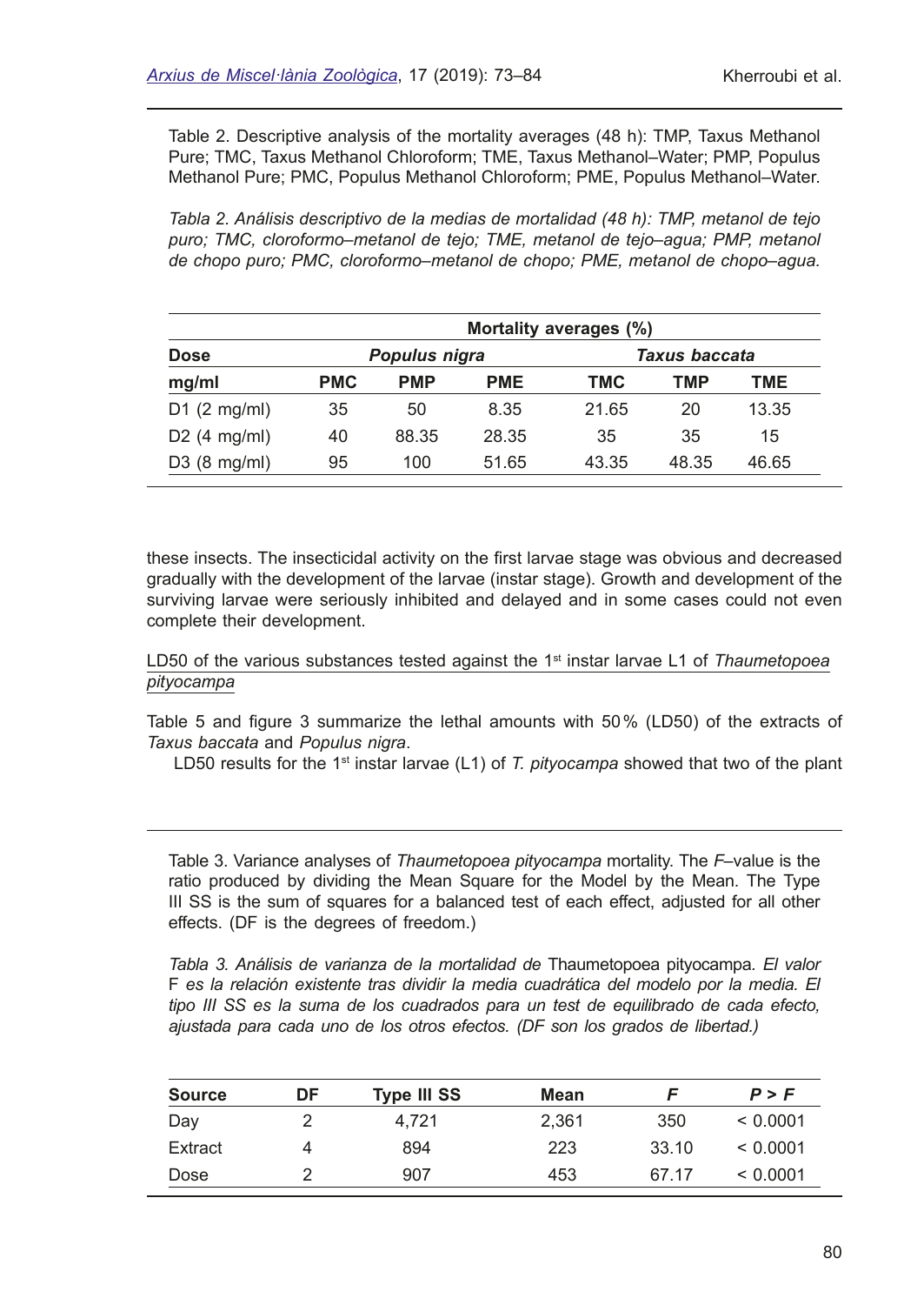Table 2. Descriptive analysis of the mortality averages (48 h): TMP, Taxus Methanol Pure; TMC, Taxus Methanol Chloroform; TME, Taxus Methanol–Water; PMP, Populus Methanol Pure; PMC, Populus Methanol Chloroform; PME, Populus Methanol–Water.

*Tabla 2. Análisis descriptivo de la medias de mortalidad (48 h): TMP, metanol de tejo puro; TMC, cloroformo–metanol de tejo; TME, metanol de tejo–agua; PMP, metanol de chopo puro; PMC, cloroformo–metanol de chopo; PME, metanol de chopo–agua.*

| | **Mortality averages (%)** | | | | | |
|---|---|---|---|---|---|---|
| **Dose** | ***Populus nigra*** | | | ***Taxus baccata*** | | |
| **mg/ml** | **PMC** | **PMP** | **PME** | **TMC** | **TMP** | **TME** |
| D1 (2 mg/ml) | 35 | 50 | 8.35 | 21.65 | 20 | 13.35 |
| D2 (4 mg/ml) | 40 | 88.35 | 28.35 | 35 | 35 | 15 |
| D3 (8 mg/ml) | 95 | 100 | 51.65 | 43.35 | 48.35 | 46.65 |

these insects. The insecticidal activity on the first larvae stage was obvious and decreased gradually with the development of the larvae (instar stage). Growth and development of the surviving larvae were seriously inhibited and delayed and in some cases could not even complete their development.

LD50 of the various substances tested against the 1st instar larvae L1 of *Thaumetopoea pityocampa*

Table 5 and figure 3 summarize the lethal amounts with 50 % (LD50) of the extracts of *Taxus baccata* and *Populus nigra*.

LD50 results for the 1st instar larvae (L1) of *T. pityocampa* showed that two of the plant

Table 3. Variance analyses of *Thaumetopoea pityocampa* mortality. The *F*–value is the ratio produced by dividing the Mean Square for the Model by the Mean. The Type III SS is the sum of squares for a balanced test of each effect, adjusted for all other effects. (DF is the degrees of freedom.)

*Tabla 3. Análisis de varianza de la mortalidad de* Thaumetopoea pityocampa. *El valor* F *es la relación existente tras dividir la media cuadrática del modelo por la media. El tipo III SS es la suma de los cuadrados para un test de equilibrado de cada efecto, ajustada para cada uno de los otros efectos. (DF son los grados de libertad.)*

| Source | DF | Type III SS | Mean | *F* | *P > F* |
|---|---|---|---|---|---|
| Day | 2 | 4,721 | 2,361 | 350 | < 0.0001 |
| Extract | 4 | 894 | 223 | 33.10 | < 0.0001 |
| Dose | 2 | 907 | 453 | 67.17 | < 0.0001 |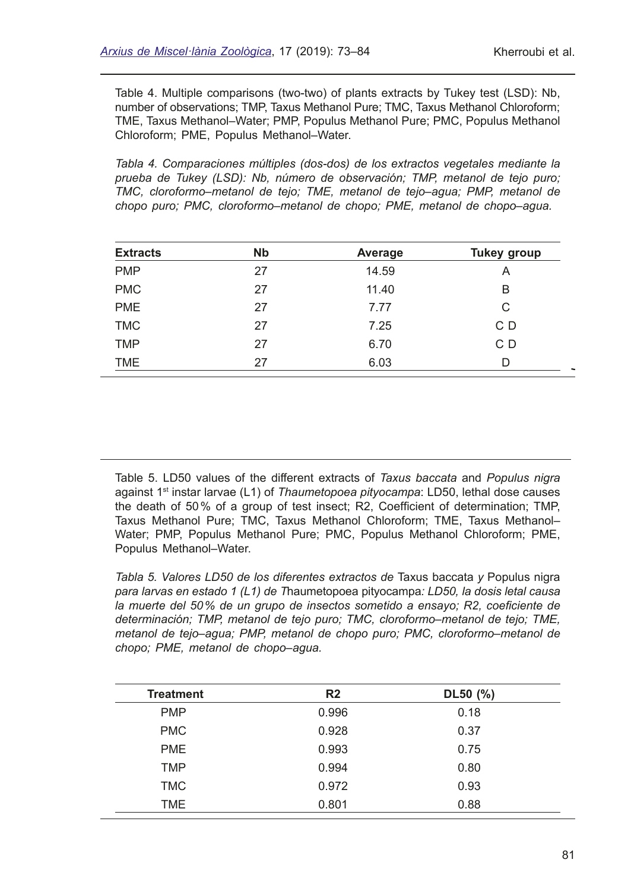Table 4. Multiple comparisons (two-two) of plants extracts by Tukey test (LSD): Nb, number of observations; TMP, Taxus Methanol Pure; TMC, Taxus Methanol Chloroform; TME, Taxus Methanol–Water; PMP, Populus Methanol Pure; PMC, Populus Methanol Chloroform; PME, Populus Methanol–Water.

*Tabla 4. Comparaciones múltiples (dos-dos) de los extractos vegetales mediante la prueba de Tukey (LSD): Nb, número de observación; TMP, metanol de tejo puro; TMC, cloroformo–metanol de tejo; TME, metanol de tejo–agua; PMP, metanol de chopo puro; PMC, cloroformo–metanol de chopo; PME, metanol de chopo–agua.*

| Extracts | Nb | Average | Tukey group |
|---|---|---|---|
| PMP | 27 | 14.59 | A |
| PMC | 27 | 11.40 | B |
| PME | 27 | 7.77 | C |
| TMC | 27 | 7.25 | C D |
| TMP | 27 | 6.70 | C D |
| TME | 27 | 6.03 | D |

Table 5. LD50 values of the different extracts of *Taxus baccata* and *Populus nigra* against 1st instar larvae (L1) of *Thaumetopoea pityocampa*: LD50, lethal dose causes the death of 50% of a group of test insect; R2, Coefficient of determination; TMP, Taxus Methanol Pure; TMC, Taxus Methanol Chloroform; TME, Taxus Methanol–Water; PMP, Populus Methanol Pure; PMC, Populus Methanol Chloroform; PME, Populus Methanol–Water.

*Tabla 5. Valores LD50 de los diferentes extractos de* Taxus baccata *y* Populus nigra *para larvas en estado 1 (L1) de T*haumetopoea pityocampa*: LD50, la dosis letal causa la muerte del 50% de un grupo de insectos sometido a ensayo; R2, coeficiente de determinación; TMP, metanol de tejo puro; TMC, cloroformo–metanol de tejo; TME, metanol de tejo–agua; PMP, metanol de chopo puro; PMC, cloroformo–metanol de chopo; PME, metanol de chopo–agua.*

| Treatment | R2 | DL50 (%) |
|---|---|---|
| PMP | 0.996 | 0.18 |
| PMC | 0.928 | 0.37 |
| PME | 0.993 | 0.75 |
| TMP | 0.994 | 0.80 |
| TMC | 0.972 | 0.93 |
| TME | 0.801 | 0.88 |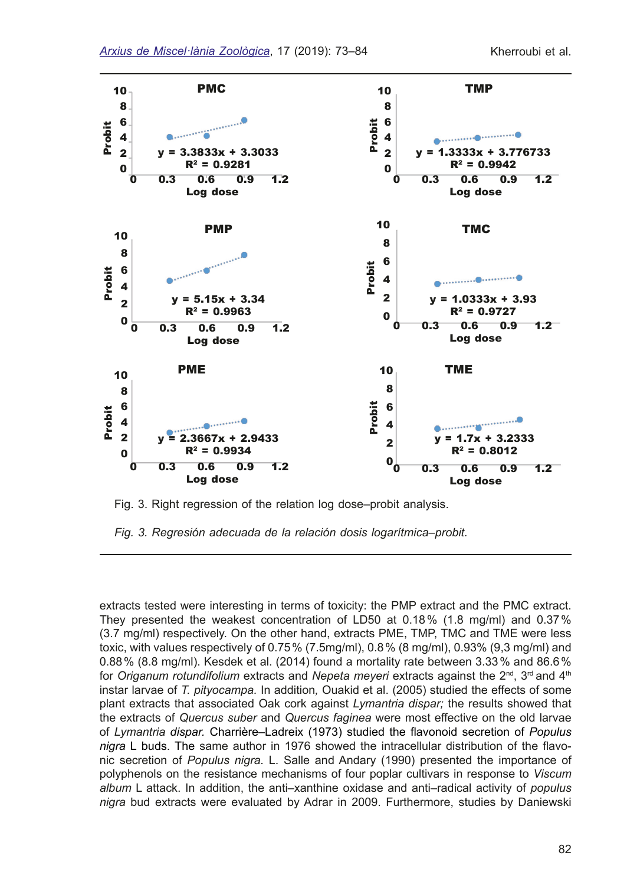Fig. 3. Right regression of the relation log dose–probit analysis.

*Fig. 3. Regresión adecuada de la relación dosis logarítmica–probit.*

extracts tested were interesting in terms of toxicity: the PMP extract and the PMC extract. They presented the weakest concentration of LD50 at 0.18 % (1.8 mg/ml) and 0.37 % (3.7 mg/ml) respectively. On the other hand, extracts PME, TMP, TMC and TME were less toxic, with values respectively of 0.75 % (7.5mg/ml), 0.8 % (8 mg/ml), 0.93% (9,3 mg/ml) and 0.88 % (8.8 mg/ml). Kesdek et al. (2014) found a mortality rate between 3.33 % and 86.6 % for *Origanum rotundifolium* extracts and *Nepeta meyeri* extracts against the 2nd, 3rd and 4th instar larvae of *T. pityocampa.* In addition*,* Ouakid et al. (2005) studied the effects of some plant extracts that associated Oak cork against *Lymantria dispar;* the results showed that the extracts of *Quercus suber* and *Quercus faginea* were most effective on the old larvae of *Lymantria dispar.* Charrière–Ladreix (1973) studied the flavonoid secretion of *Populus nigra* L buds. The same author in 1976 showed the intracellular distribution of the flavonic secretion of *Populus nigra.* L. Salle and Andary (1990) presented the importance of polyphenols on the resistance mechanisms of four poplar cultivars in response to *Viscum album* L attack. In addition, the anti–xanthine oxidase and anti–radical activity of *populus nigra* bud extracts were evaluated by Adrar in 2009. Furthermore, studies by Daniewski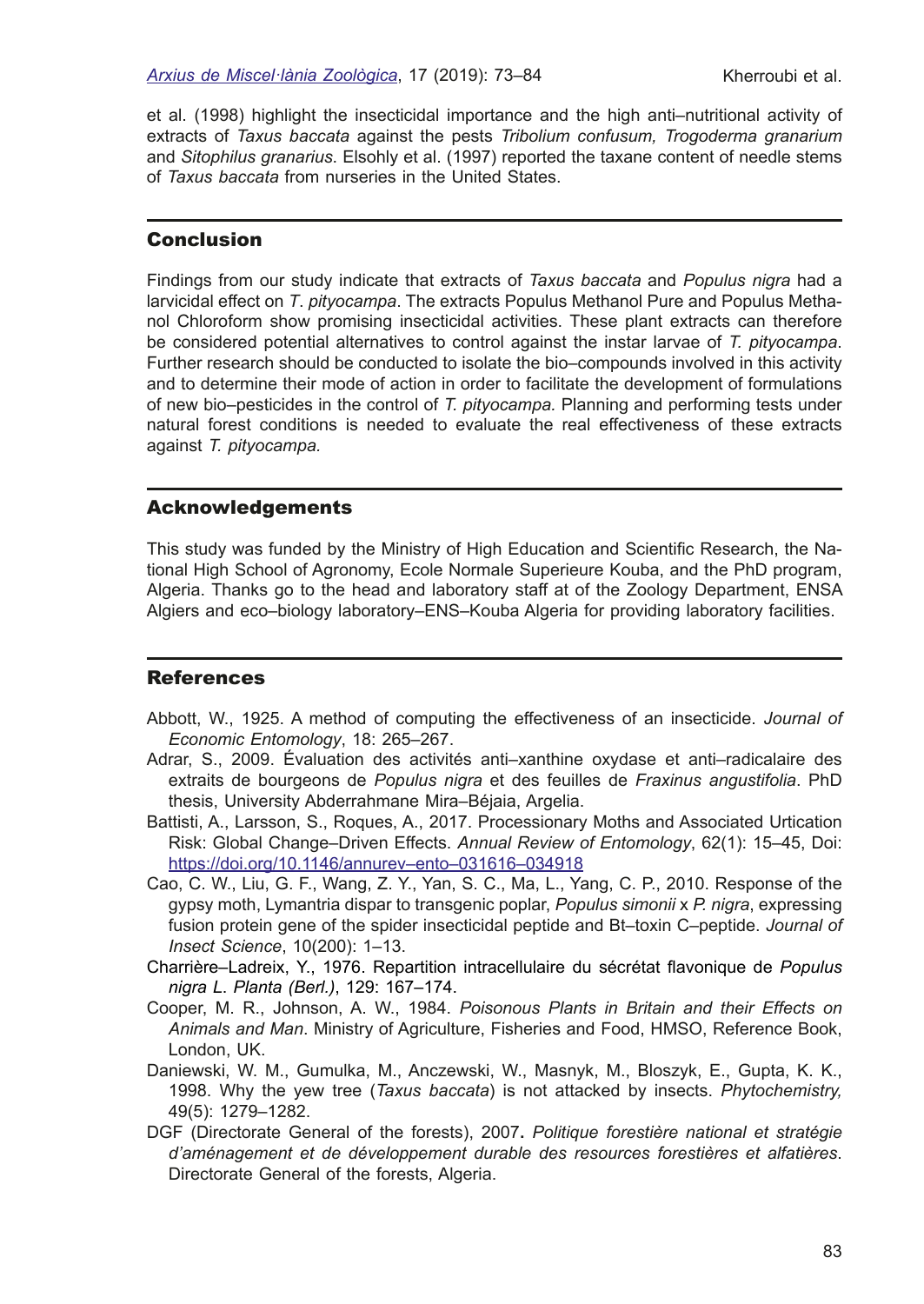et al. (1998) highlight the insecticidal importance and the high anti–nutritional activity of extracts of *Taxus baccata* against the pests *Tribolium confusum, Trogoderma granarium* and *Sitophilus granarius*. Elsohly et al. (1997) reported the taxane content of needle stems of *Taxus baccata* from nurseries in the United States.

## Conclusion

Findings from our study indicate that extracts of *Taxus baccata* and *Populus nigra* had a larvicidal effect on *T. pityocampa*. The extracts Populus Methanol Pure and Populus Methanol Chloroform show promising insecticidal activities. These plant extracts can therefore be considered potential alternatives to control against the instar larvae of *T. pityocampa*. Further research should be conducted to isolate the bio–compounds involved in this activity and to determine their mode of action in order to facilitate the development of formulations of new bio–pesticides in the control of *T. pityocampa.* Planning and performing tests under natural forest conditions is needed to evaluate the real effectiveness of these extracts against *T. pityocampa.*

## Acknowledgements

This study was funded by the Ministry of High Education and Scientific Research, the National High School of Agronomy, Ecole Normale Superieure Kouba, and the PhD program, Algeria. Thanks go to the head and laboratory staff at of the Zoology Department, ENSA Algiers and eco–biology laboratory–ENS–Kouba Algeria for providing laboratory facilities.

## References

Abbott, W., 1925. A method of computing the effectiveness of an insecticide. *Journal of Economic Entomology*, 18: 265–267.

Adrar, S., 2009. Évaluation des activités anti–xanthine oxydase et anti–radicalaire des extraits de bourgeons de *Populus nigra* et des feuilles de *Fraxinus angustifolia*. PhD thesis, University Abderrahmane Mira–Béjaia, Argelia.

Battisti, A., Larsson, S., Roques, A., 2017. Processionary Moths and Associated Urtication Risk: Global Change–Driven Effects. *Annual Review of Entomology*, 62(1): 15–45, Doi: https://doi.org/10.1146/annurev–ento–031616–034918

Cao, C. W., Liu, G. F., Wang, Z. Y., Yan, S. C., Ma, L., Yang, C. P., 2010. Response of the gypsy moth, Lymantria dispar to transgenic poplar, *Populus simonii* x *P. nigra*, expressing fusion protein gene of the spider insecticidal peptide and Bt–toxin C–peptide. *Journal of Insect Science*, 10(200): 1–13.

Charrière–Ladreix, Y., 1976. Repartition intracellulaire du sécrétat flavonique de *Populus nigra L. Planta (Berl.)*, 129: 167–174.

Cooper, M. R., Johnson, A. W., 1984. *Poisonous Plants in Britain and their Effects on Animals and Man*. Ministry of Agriculture, Fisheries and Food, HMSO, Reference Book, London, UK.

Daniewski, W. M., Gumulka, M., Anczewski, W., Masnyk, M., Bloszyk, E., Gupta, K. K., 1998. Why the yew tree (*Taxus baccata*) is not attacked by insects. *Phytochemistry,* 49(5): 1279–1282.

DGF (Directorate General of the forests), 2007**.** *Politique forestière national et stratégie d'aménagement et de développement durable des resources forestières et alfatières*. Directorate General of the forests, Algeria.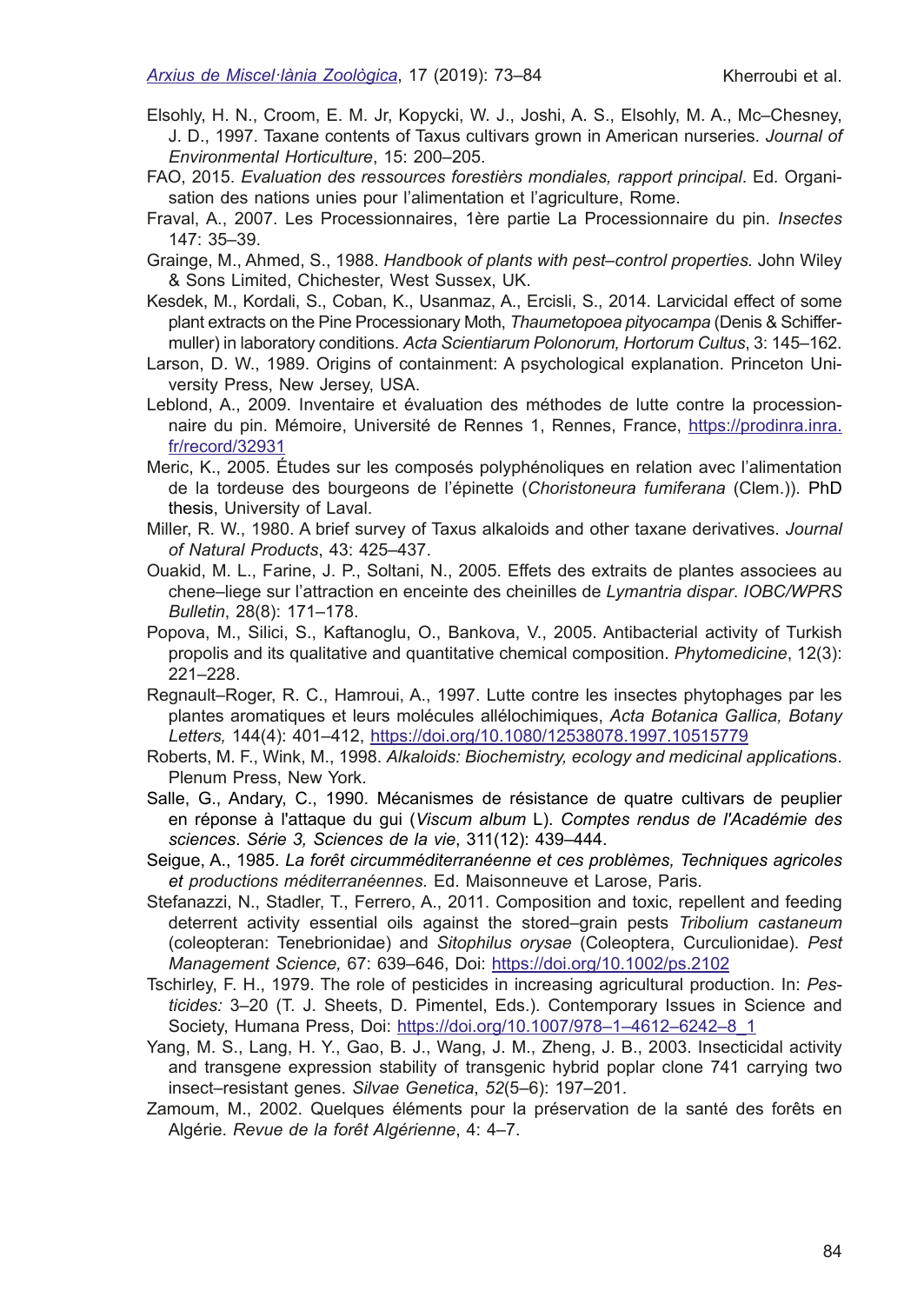Elsohly, H. N., Croom, E. M. Jr, Kopycki, W. J., Joshi, A. S., Elsohly, M. A., Mc–Chesney, J. D., 1997. Taxane contents of Taxus cultivars grown in American nurseries. *Journal of Environmental Horticulture*, 15: 200–205.

FAO, 2015. *Evaluation des ressources forestièrs mondiales, rapport principal*. Ed. Organisation des nations unies pour l'alimentation et l'agriculture, Rome.

Fraval, A., 2007. Les Processionnaires, 1ère partie La Processionnaire du pin. *Insectes* 147: 35–39.

Grainge, M., Ahmed, S., 1988. *Handbook of plants with pest–control properties.* John Wiley & Sons Limited, Chichester, West Sussex, UK.

Kesdek, M., Kordali, S., Coban, K., Usanmaz, A., Ercisli, S., 2014. Larvicidal effect of some plant extracts on the Pine Processionary Moth, *Thaumetopoea pityocampa* (Denis & Schiffermuller) in laboratory conditions. *Acta Scientiarum Polonorum, Hortorum Cultus*, 3: 145–162.

Larson, D. W., 1989. Origins of containment: A psychological explanation. Princeton University Press, New Jersey, USA.

Leblond, A., 2009. Inventaire et évaluation des méthodes de lutte contre la processionnaire du pin. Mémoire, Université de Rennes 1, Rennes, France, https://prodinra.inra.fr/record/32931

Meric, K., 2005. Études sur les composés polyphénoliques en relation avec l'alimentation de la tordeuse des bourgeons de l'épinette (*Choristoneura fumiferana* (Clem.)). PhD thesis, University of Laval.

Miller, R. W., 1980. A brief survey of Taxus alkaloids and other taxane derivatives. *Journal of Natural Products*, 43: 425–437.

Ouakid, M. L., Farine, J. P., Soltani, N., 2005. Effets des extraits de plantes associees au chene–liege sur l'attraction en enceinte des cheinilles de *Lymantria dispar*. *IOBC/WPRS Bulletin*, 28(8): 171–178.

Popova, M., Silici, S., Kaftanoglu, O., Bankova, V., 2005. Antibacterial activity of Turkish propolis and its qualitative and quantitative chemical composition. *Phytomedicine*, 12(3): 221–228.

Regnault–Roger, R. C., Hamroui, A., 1997. Lutte contre les insectes phytophages par les plantes aromatiques et leurs molécules allélochimiques, *Acta Botanica Gallica, Botany Letters,* 144(4): 401–412, https://doi.org/10.1080/12538078.1997.10515779

Roberts, M. F., Wink, M., 1998. *Alkaloids: Biochemistry, ecology and medicinal applications*. Plenum Press, New York.

Salle, G., Andary, C., 1990. Mécanismes de résistance de quatre cultivars de peuplier en réponse à l'attaque du gui (*Viscum album* L). *Comptes rendus de l'Académie des sciences*. *Série 3, Sciences de la vie*, 311(12): 439–444.

Seigue, A., 1985. *La forêt circumméditerranéenne et ces problèmes, Techniques agricoles et productions méditerranéennes.* Ed. Maisonneuve et Larose, Paris.

Stefanazzi, N., Stadler, T., Ferrero, A., 2011. Composition and toxic, repellent and feeding deterrent activity essential oils against the stored–grain pests *Tribolium castaneum* (coleopteran: Tenebrionidae) and *Sitophilus orysae* (Coleoptera, Curculionidae). *Pest Management Science,* 67: 639–646, Doi: https://doi.org/10.1002/ps.2102

Tschirley, F. H., 1979. The role of pesticides in increasing agricultural production. In: *Pesticides:* 3–20 (T. J. Sheets, D. Pimentel, Eds.). Contemporary Issues in Science and Society, Humana Press, Doi: https://doi.org/10.1007/978–1–4612–6242–8_1

Yang, M. S., Lang, H. Y., Gao, B. J., Wang, J. M., Zheng, J. B., 2003. Insecticidal activity and transgene expression stability of transgenic hybrid poplar clone 741 carrying two insect–resistant genes. *Silvae Genetica*, *52*(5–6): 197–201.

Zamoum, M., 2002. Quelques éléments pour la préservation de la santé des forêts en Algérie. *Revue de la forêt Algérienne*, 4: 4–7.